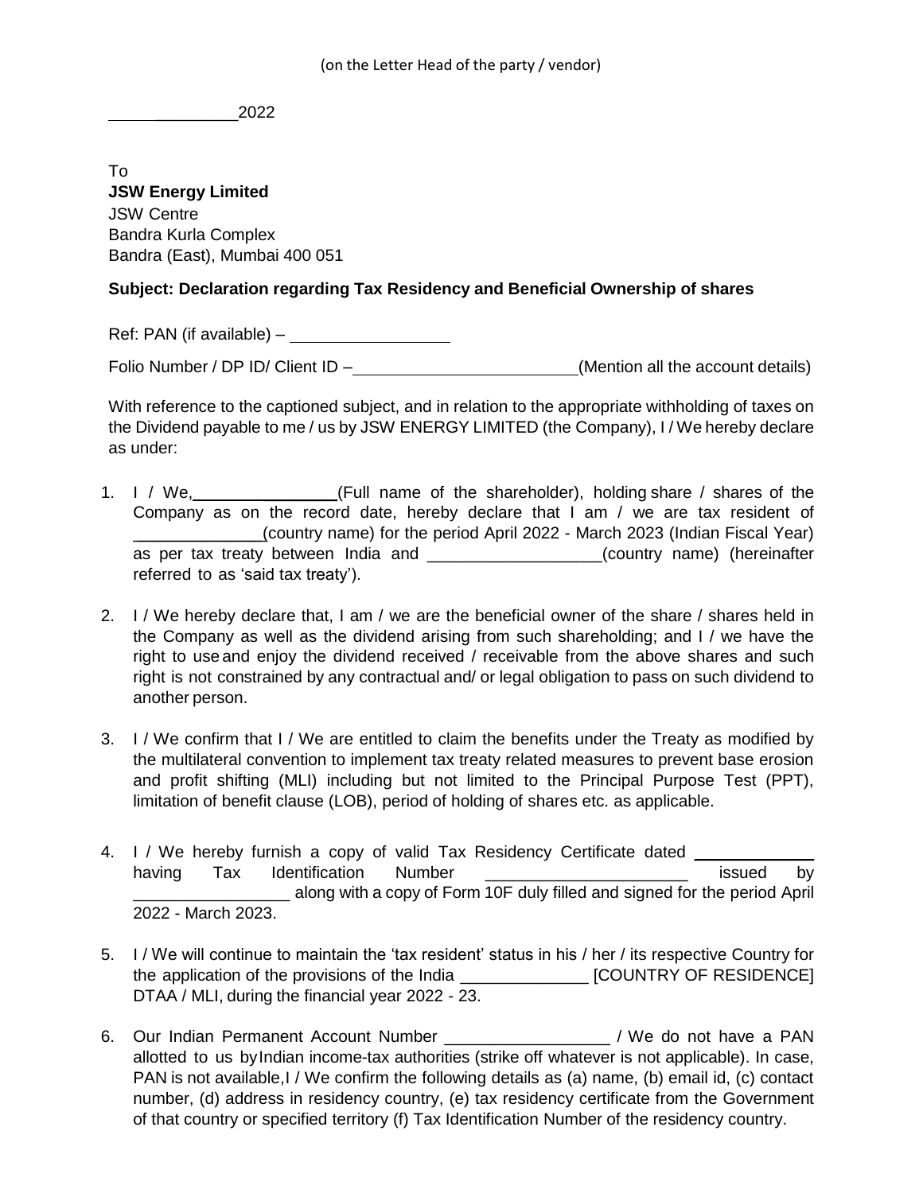(on the Letter Head of the party / vendor)

______________2022

To
**JSW Energy Limited**
JSW Centre
Bandra Kurla Complex
Bandra (East), Mumbai 400 051

**Subject: Declaration regarding Tax Residency and Beneficial Ownership of shares**

Ref: PAN (if available) – __________________

Folio Number / DP ID/ Client ID –_________________________(Mention all the account details)

With reference to the captioned subject, and in relation to the appropriate withholding of taxes on the Dividend payable to me / us by JSW ENERGY LIMITED (the Company), I / We hereby declare as under:

1. I / We, ________________(Full name of the shareholder), holding share / shares of the Company as on the record date, hereby declare that I am / we are tax resident of ______________(country name) for the period April 2022 - March 2023 (Indian Fiscal Year) as per tax treaty between India and ___________________(country name) (hereinafter referred to as 'said tax treaty').

2. I / We hereby declare that, I am / we are the beneficial owner of the share / shares held in the Company as well as the dividend arising from such shareholding; and I / we have the right to use and enjoy the dividend received / receivable from the above shares and such right is not constrained by any contractual and/ or legal obligation to pass on such dividend to another person.

3. I / We confirm that I / We are entitled to claim the benefits under the Treaty as modified by the multilateral convention to implement tax treaty related measures to prevent base erosion and profit shifting (MLI) including but not limited to the Principal Purpose Test (PPT), limitation of benefit clause (LOB), period of holding of shares etc. as applicable.

4. I / We hereby furnish a copy of valid Tax Residency Certificate dated _____________ having Tax Identification Number ______________________ issued by _________________ along with a copy of Form 10F duly filled and signed for the period April 2022 - March 2023.

5. I / We will continue to maintain the 'tax resident' status in his / her / its respective Country for the application of the provisions of the India ______________ [COUNTRY OF RESIDENCE] DTAA / MLI, during the financial year 2022 - 23.

6. Our Indian Permanent Account Number __________________ / We do not have a PAN allotted to us by Indian income-tax authorities (strike off whatever is not applicable). In case, PAN is not available, I / We confirm the following details as (a) name, (b) email id, (c) contact number, (d) address in residency country, (e) tax residency certificate from the Government of that country or specified territory (f) Tax Identification Number of the residency country.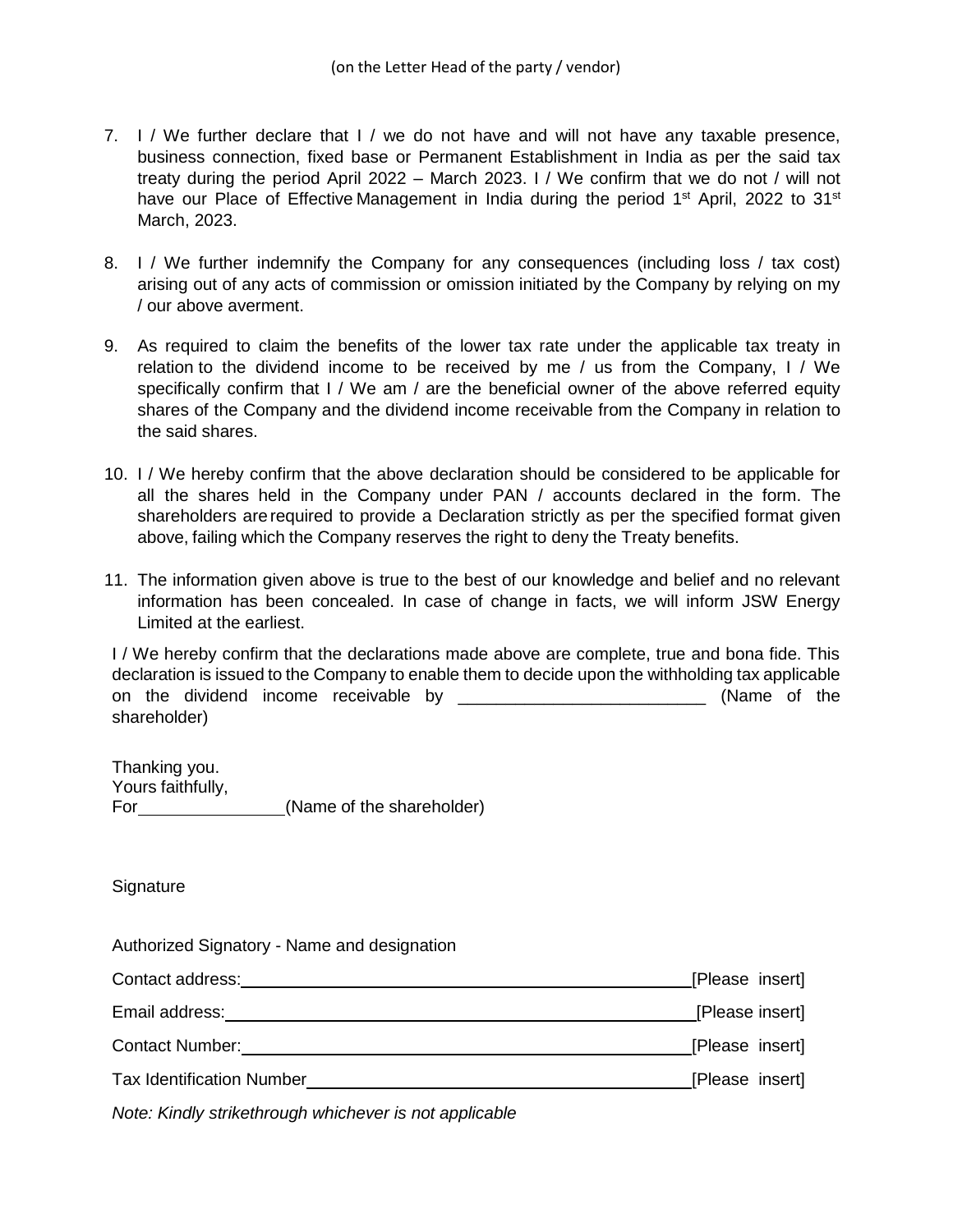(on the Letter Head of the party / vendor)

7. I / We further declare that I / we do not have and will not have any taxable presence, business connection, fixed base or Permanent Establishment in India as per the said tax treaty during the period April 2022 – March 2023. I / We confirm that we do not / will not have our Place of Effective Management in India during the period 1st April, 2022 to 31st March, 2023.

8. I / We further indemnify the Company for any consequences (including loss / tax cost) arising out of any acts of commission or omission initiated by the Company by relying on my / our above averment.

9. As required to claim the benefits of the lower tax rate under the applicable tax treaty in relation to the dividend income to be received by me / us from the Company, I / We specifically confirm that I / We am / are the beneficial owner of the above referred equity shares of the Company and the dividend income receivable from the Company in relation to the said shares.

10. I / We hereby confirm that the above declaration should be considered to be applicable for all the shares held in the Company under PAN / accounts declared in the form. The shareholders are required to provide a Declaration strictly as per the specified format given above, failing which the Company reserves the right to deny the Treaty benefits.

11. The information given above is true to the best of our knowledge and belief and no relevant information has been concealed. In case of change in facts, we will inform JSW Energy Limited at the earliest.

I / We hereby confirm that the declarations made above are complete, true and bona fide. This declaration is issued to the Company to enable them to decide upon the withholding tax applicable on the dividend income receivable by __________________________ (Name of the shareholder)

Thanking you.
Yours faithfully,
For________________(Name of the shareholder)

Signature

Authorized Signatory - Name and designation

Contact address:__________________________________________________[Please insert]

Email address:____________________________________________________[Please insert]

Contact Number:__________________________________________________[Please insert]

Tax Identification Number__________________________________________[Please insert]

*Note: Kindly strikethrough whichever is not applicable*